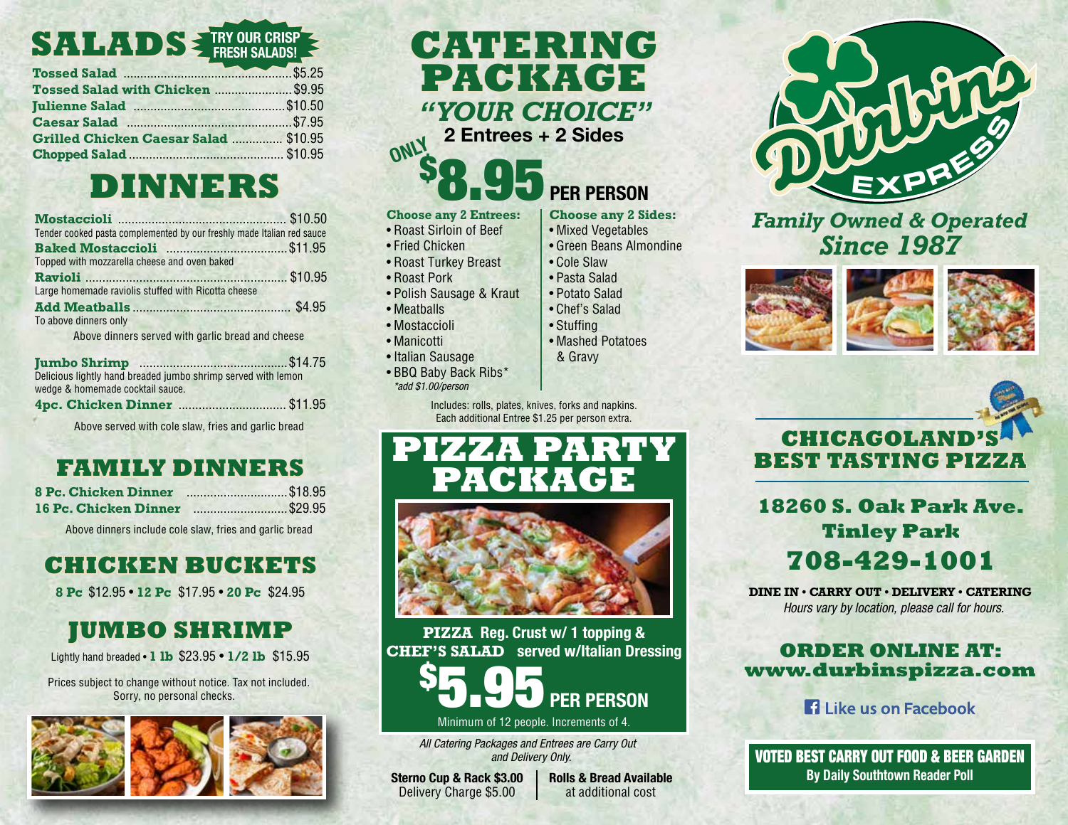# SALADS

TRY OUR CRISP FRESH SALADS!

| Item | Price |
| --- | --- |
| **Tossed Salad** | $5.25 |
| **Tossed Salad with Chicken** | $9.95 |
| **Julienne Salad** | $10.50 |
| **Caesar Salad** | $7.95 |
| **Grilled Chicken Caesar Salad** | $10.95 |
| **Chopped Salad** | $10.95 |

# DINNERS

**Mostaccioli** ........ $10.50
Tender cooked pasta complemented by our freshly made Italian red sauce

**Baked Mostaccioli** ........ $11.95
Topped with mozzarella cheese and oven baked

**Ravioli** ........ $10.95
Large homemade raviolis stuffed with Ricotta cheese

**Add Meatballs** ........ $4.95
To above dinners only

Above dinners served with garlic bread and cheese

**Jumbo Shrimp** ........ $14.75
Delicious lightly hand breaded jumbo shrimp served with lemon wedge & homemade cocktail sauce.

**4pc. Chicken Dinner** ........ $11.95

Above served with cole slaw, fries and garlic bread

## FAMILY DINNERS

| Item | Price |
| --- | --- |
| **8 Pc. Chicken Dinner** | $18.95 |
| **16 Pc. Chicken Dinner** | $29.95 |

Above dinners include cole slaw, fries and garlic bread

## CHICKEN BUCKETS

**8 Pc** $12.95 • **12 Pc** $17.95 • **20 Pc** $24.95

## JUMBO SHRIMP

Lightly hand breaded • **1 lb** $23.95 • **1/2 lb** $15.95

Prices subject to change without notice. Tax not included. Sorry, no personal checks.

# CATERING PACKAGE

*"YOUR CHOICE"*

**2 Entrees + 2 Sides**

ONLY **$8.95 PER PERSON**

**Choose any 2 Entrees:**
- Roast Sirloin of Beef
- Fried Chicken
- Roast Turkey Breast
- Roast Pork
- Polish Sausage & Kraut
- Meatballs
- Mostaccioli
- Manicotti
- Italian Sausage
- BBQ Baby Back Ribs*
  *add $1.00/person

**Choose any 2 Sides:**
- Mixed Vegetables
- Green Beans Almondine
- Cole Slaw
- Pasta Salad
- Potato Salad
- Chef's Salad
- Stuffing
- Mashed Potatoes & Gravy

Includes: rolls, plates, knives, forks and napkins. Each additional Entree $1.25 per person extra.

# PIZZA PARTY PACKAGE

**PIZZA** Reg. Crust w/ 1 topping &
**CHEF'S SALAD** served w/Italian Dressing

**$5.95 PER PERSON**

Minimum of 12 people. Increments of 4.

*All Catering Packages and Entrees are Carry Out and Delivery Only.*

**Sterno Cup & Rack $3.00**
Delivery Charge $5.00

**Rolls & Bread Available**
at additional cost

# Durbins EXPRESS

*Family Owned & Operated Since 1987*

## CHICAGOLAND'S BEST TASTING PIZZA

**18260 S. Oak Park Ave.**
**Tinley Park**
**708-429-1001**

**DINE IN • CARRY OUT • DELIVERY • CATERING**
*Hours vary by location, please call for hours.*

## ORDER ONLINE AT:
**www.durbinspizza.com**

Like us on Facebook

**VOTED BEST CARRY OUT FOOD & BEER GARDEN**
**By Daily Southtown Reader Poll**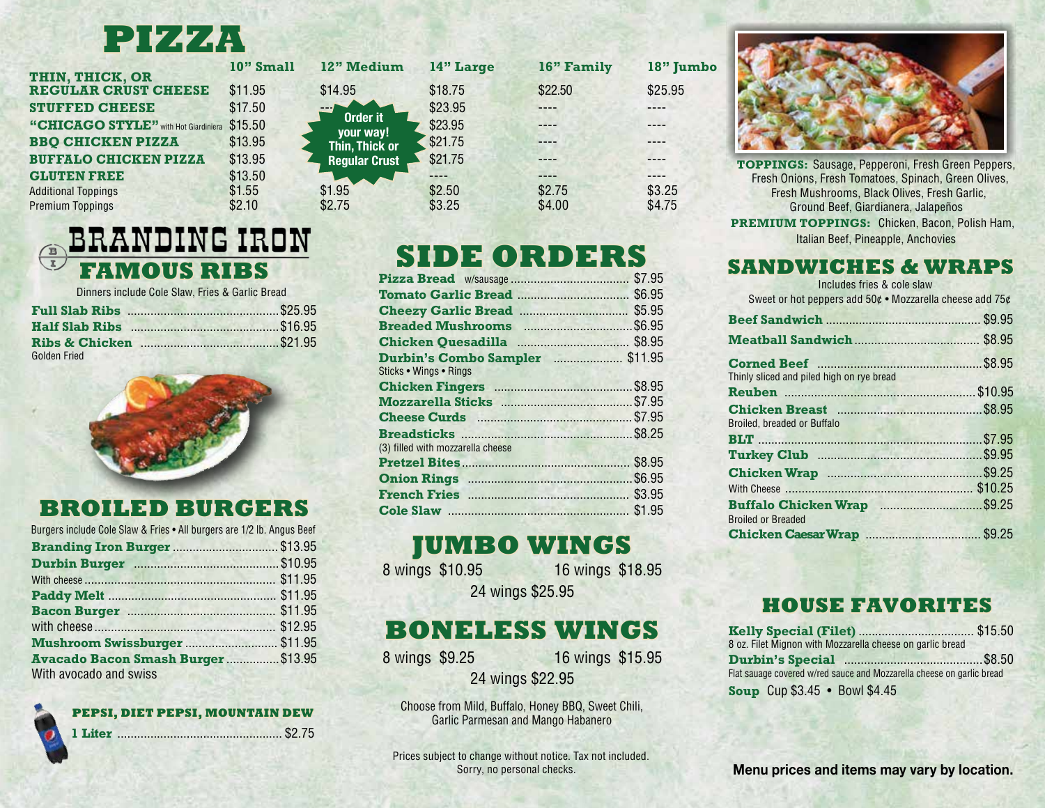# PIZZA

| | 10" Small | 12" Medium | 14" Large | 16" Family | 18" Jumbo |
|---|---|---|---|---|---|
| **THIN, THICK, OR REGULAR CRUST CHEESE** | $11.95 | $14.95 | $18.75 | $22.50 | $25.95 |
| **STUFFED CHEESE** | $17.50 | ---- | $23.95 | ---- | ---- |
| **"CHICAGO STYLE"** with Hot Giardiniera | $15.50 | | $23.95 | ---- | ---- |
| **BBQ CHICKEN PIZZA** | $13.95 | | $21.75 | ---- | ---- |
| **BUFFALO CHICKEN PIZZA** | $13.95 | | $21.75 | ---- | ---- |
| **GLUTEN FREE** | $13.50 | | ---- | ---- | ---- |
| Additional Toppings | $1.55 | $1.95 | $2.50 | $2.75 | $3.25 |
| Premium Toppings | $2.10 | $2.75 | $3.25 | $4.00 | $4.75 |

Order it your way! Thin, Thick or Regular Crust

**TOPPINGS:** Sausage, Pepperoni, Fresh Green Peppers, Fresh Onions, Fresh Tomatoes, Spinach, Green Olives, Fresh Mushrooms, Black Olives, Fresh Garlic, Ground Beef, Giardianera, Jalapeños

**PREMIUM TOPPINGS:** Chicken, Bacon, Polish Ham, Italian Beef, Pineapple, Anchovies

## BRANDING IRON FAMOUS RIBS

Dinners include Cole Slaw, Fries & Garlic Bread

- **Full Slab Ribs** ... $25.95
- **Half Slab Ribs** ... $16.95
- **Ribs & Chicken** ... $21.95
  Golden Fried

## BROILED BURGERS

Burgers include Cole Slaw & Fries • All burgers are 1/2 lb. Angus Beef

- **Branding Iron Burger** ... $13.95
- **Durbin Burger** ... $10.95
  With cheese ... $11.95
- **Paddy Melt** ... $11.95
- **Bacon Burger** ... $11.95
  with cheese ... $12.95
- **Mushroom Swissburger** ... $11.95
- **Avacado Bacon Smash Burger** ... $13.95
  With avocado and swiss

### PEPSI, DIET PEPSI, MOUNTAIN DEW

- **1 Liter** ... $2.75

## SIDE ORDERS

- **Pizza Bread** w/sausage ... $7.95
- **Tomato Garlic Bread** ... $6.95
- **Cheezy Garlic Bread** ... $5.95
- **Breaded Mushrooms** ... $6.95
- **Chicken Quesadilla** ... $8.95
- **Durbin's Combo Sampler** ... $11.95
  Sticks • Wings • Rings
- **Chicken Fingers** ... $8.95
- **Mozzarella Sticks** ... $7.95
- **Cheese Curds** ... $7.95
- **Breadsticks** ... $8.25
  (3) filled with mozzarella cheese
- **Pretzel Bites** ... $8.95
- **Onion Rings** ... $6.95
- **French Fries** ... $3.95
- **Cole Slaw** ... $1.95

## JUMBO WINGS

8 wings $10.95 · 16 wings $18.95 · 24 wings $25.95

## BONELESS WINGS

8 wings $9.25 · 16 wings $15.95 · 24 wings $22.95

Choose from Mild, Buffalo, Honey BBQ, Sweet Chili, Garlic Parmesan and Mango Habanero

Prices subject to change without notice. Tax not included. Sorry, no personal checks.

## SANDWICHES & WRAPS

Includes fries & cole slaw

Sweet or hot peppers add 50¢ • Mozzarella cheese add 75¢

- **Beef Sandwich** ... $9.95
- **Meatball Sandwich** ... $8.95
- **Corned Beef** ... $8.95
  Thinly sliced and piled high on rye bread
- **Reuben** ... $10.95
- **Chicken Breast** ... $8.95
  Broiled, breaded or Buffalo
- **BLT** ... $7.95
- **Turkey Club** ... $9.95
- **Chicken Wrap** ... $9.25
  With Cheese ... $10.25
- **Buffalo Chicken Wrap** ... $9.25
  Broiled or Breaded
- **Chicken Caesar Wrap** ... $9.25

## HOUSE FAVORITES

- **Kelly Special (Filet)** ... $15.50
  8 oz. Filet Mignon with Mozzarella cheese on garlic bread
- **Durbin's Special** ... $8.50
  Flat sauage covered w/red sauce and Mozzarella cheese on garlic bread
- **Soup** Cup $3.45 • Bowl $4.45

**Menu prices and items may vary by location.**